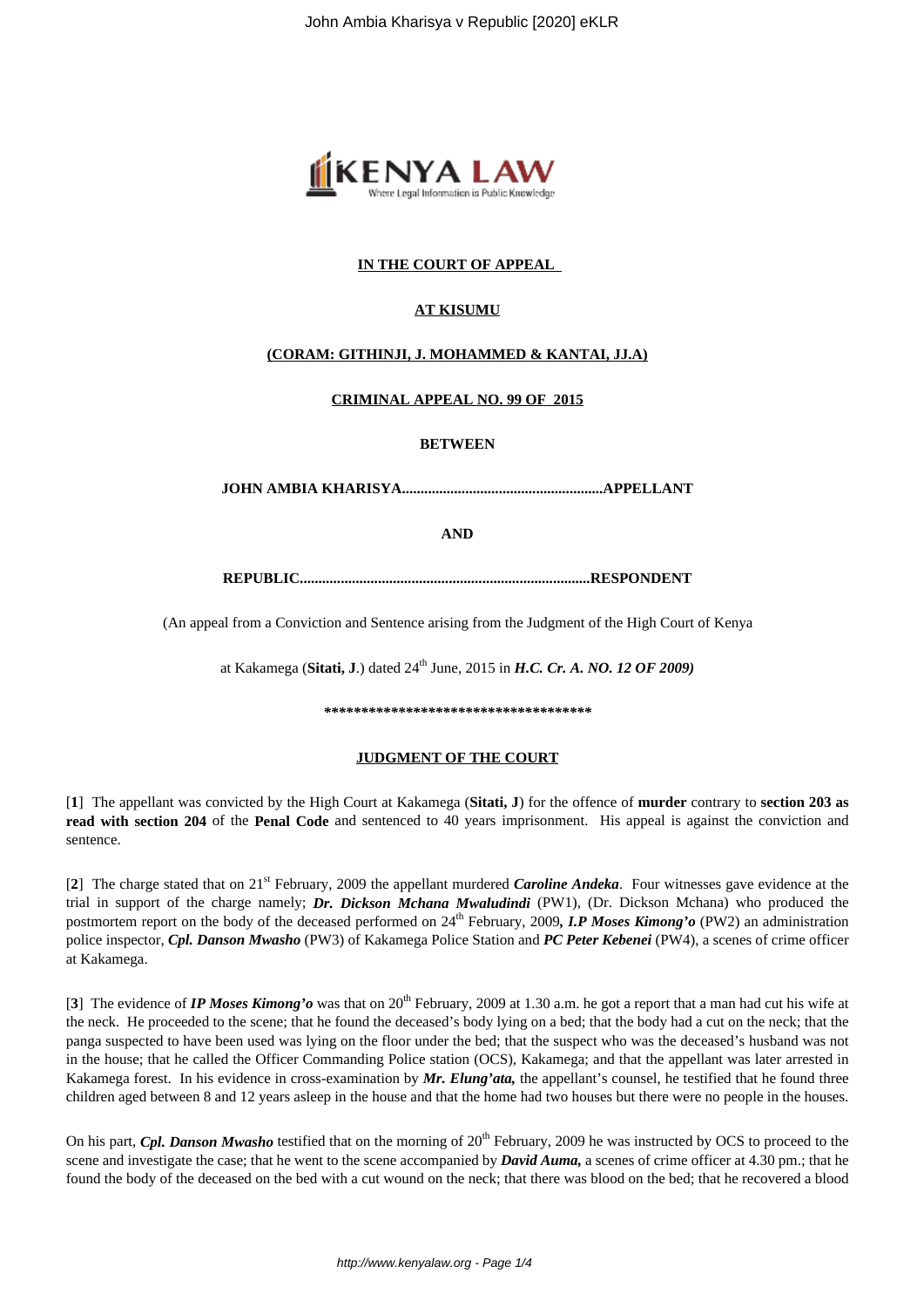**IN THE COURT OF APPEAL**

**AT KISUMU**

**(CORAM: GITHINJI, J. MOHAMMED & KANTAI, JJ.A)**

**CRIMINAL APPEAL NO. 99 OF 2015**

**BETWEEN**

**JOHN AMBIA KHARISYA.....................................................APPELLANT**

**AND**

**REPUBLIC............................................................................RESPONDENT**

(An appeal from a Conviction and Sentence arising from the Judgment of the High Court of Kenya

at Kakamega (**Sitati, J**.) dated 24th June, 2015 in ***H.C. Cr. A. NO. 12 OF 2009)***

**************************************

**JUDGMENT OF THE COURT**

[**1**] The appellant was convicted by the High Court at Kakamega (**Sitati, J**) for the offence of **murder** contrary to **section 203 as read with section 204** of the **Penal Code** and sentenced to 40 years imprisonment. His appeal is against the conviction and sentence.

[**2**] The charge stated that on 21st February, 2009 the appellant murdered ***Caroline Andeka***. Four witnesses gave evidence at the trial in support of the charge namely; ***Dr. Dickson Mchana Mwaludindi*** (PW1), (Dr. Dickson Mchana) who produced the postmortem report on the body of the deceased performed on 24th February, 2009**, *I.P Moses Kimong'o*** (PW2) an administration police inspector, ***Cpl. Danson Mwasho*** (PW3) of Kakamega Police Station and ***PC Peter Kebenei*** (PW4), a scenes of crime officer at Kakamega.

[**3**] The evidence of ***IP Moses Kimong'o*** was that on 20th February, 2009 at 1.30 a.m. he got a report that a man had cut his wife at the neck. He proceeded to the scene; that he found the deceased's body lying on a bed; that the body had a cut on the neck; that the panga suspected to have been used was lying on the floor under the bed; that the suspect who was the deceased's husband was not in the house; that he called the Officer Commanding Police station (OCS), Kakamega; and that the appellant was later arrested in Kakamega forest. In his evidence in cross-examination by ***Mr. Elung'ata,*** the appellant's counsel, he testified that he found three children aged between 8 and 12 years asleep in the house and that the home had two houses but there were no people in the houses.

On his part, ***Cpl. Danson Mwasho*** testified that on the morning of 20th February, 2009 he was instructed by OCS to proceed to the scene and investigate the case; that he went to the scene accompanied by ***David Auma,*** a scenes of crime officer at 4.30 pm.; that he found the body of the deceased on the bed with a cut wound on the neck; that there was blood on the bed; that he recovered a blood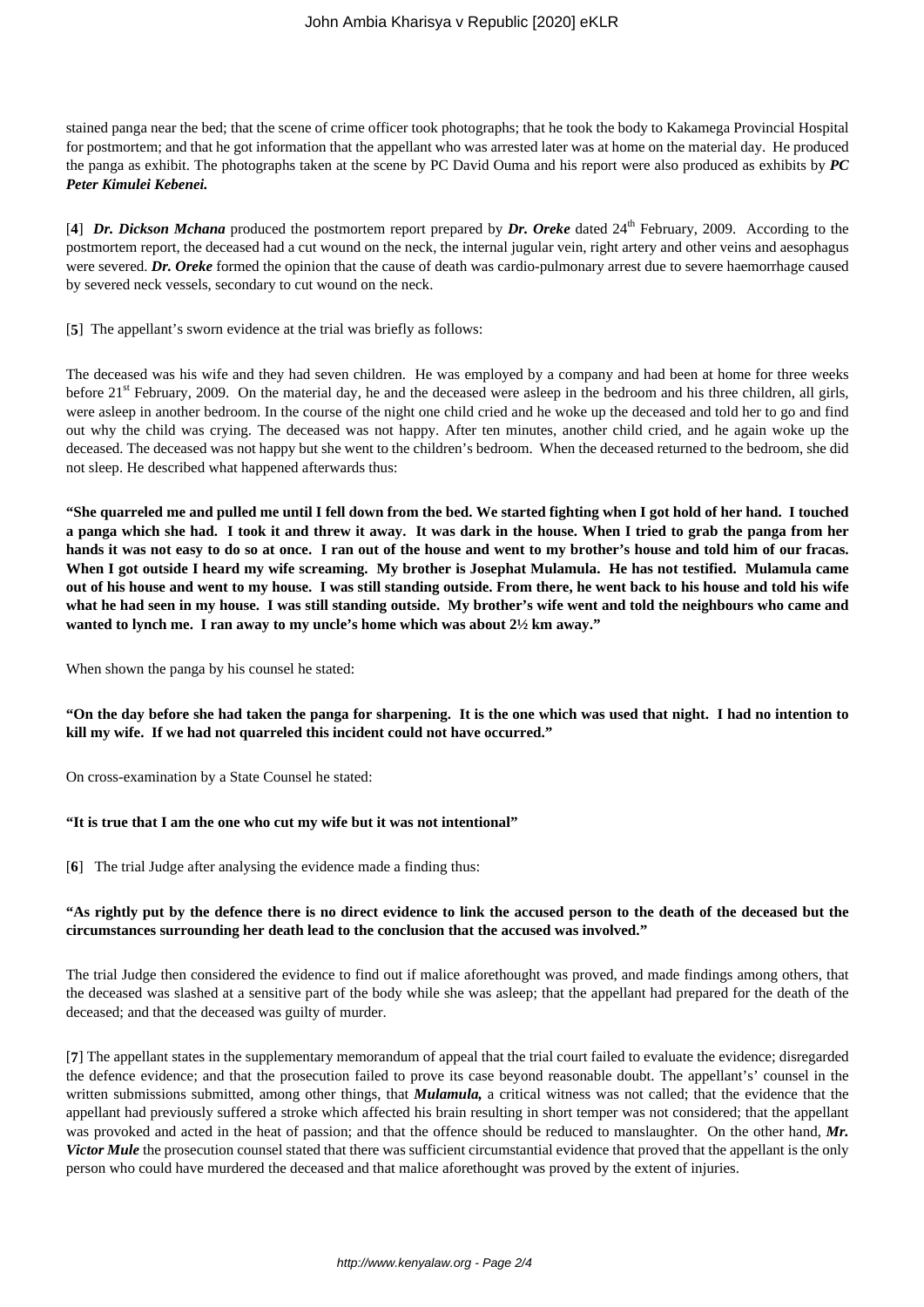stained panga near the bed; that the scene of crime officer took photographs; that he took the body to Kakamega Provincial Hospital for postmortem; and that he got information that the appellant who was arrested later was at home on the material day. He produced the panga as exhibit. The photographs taken at the scene by PC David Ouma and his report were also produced as exhibits by ***PC Peter Kimulei Kebenei.***

[**4**] ***Dr. Dickson Mchana*** produced the postmortem report prepared by ***Dr. Oreke*** dated 24th February, 2009. According to the postmortem report, the deceased had a cut wound on the neck, the internal jugular vein, right artery and other veins and aesophagus were severed. ***Dr. Oreke*** formed the opinion that the cause of death was cardio-pulmonary arrest due to severe haemorrhage caused by severed neck vessels, secondary to cut wound on the neck.

[**5**] The appellant's sworn evidence at the trial was briefly as follows:

The deceased was his wife and they had seven children. He was employed by a company and had been at home for three weeks before 21st February, 2009. On the material day, he and the deceased were asleep in the bedroom and his three children, all girls, were asleep in another bedroom. In the course of the night one child cried and he woke up the deceased and told her to go and find out why the child was crying. The deceased was not happy. After ten minutes, another child cried, and he again woke up the deceased. The deceased was not happy but she went to the children's bedroom. When the deceased returned to the bedroom, she did not sleep. He described what happened afterwards thus:

**"She quarreled me and pulled me until I fell down from the bed. We started fighting when I got hold of her hand. I touched a panga which she had. I took it and threw it away. It was dark in the house. When I tried to grab the panga from her hands it was not easy to do so at once. I ran out of the house and went to my brother's house and told him of our fracas. When I got outside I heard my wife screaming. My brother is Josephat Mulamula. He has not testified. Mulamula came out of his house and went to my house. I was still standing outside. From there, he went back to his house and told his wife what he had seen in my house. I was still standing outside. My brother's wife went and told the neighbours who came and wanted to lynch me. I ran away to my uncle's home which was about 2½ km away."**

When shown the panga by his counsel he stated:

**"On the day before she had taken the panga for sharpening. It is the one which was used that night. I had no intention to kill my wife. If we had not quarreled this incident could not have occurred."**

On cross-examination by a State Counsel he stated:

**"It is true that I am the one who cut my wife but it was not intentional"**

[**6**] The trial Judge after analysing the evidence made a finding thus:

**"As rightly put by the defence there is no direct evidence to link the accused person to the death of the deceased but the circumstances surrounding her death lead to the conclusion that the accused was involved."**

The trial Judge then considered the evidence to find out if malice aforethought was proved, and made findings among others, that the deceased was slashed at a sensitive part of the body while she was asleep; that the appellant had prepared for the death of the deceased; and that the deceased was guilty of murder.

[**7**] The appellant states in the supplementary memorandum of appeal that the trial court failed to evaluate the evidence; disregarded the defence evidence; and that the prosecution failed to prove its case beyond reasonable doubt. The appellant's' counsel in the written submissions submitted, among other things, that ***Mulamula,*** a critical witness was not called; that the evidence that the appellant had previously suffered a stroke which affected his brain resulting in short temper was not considered; that the appellant was provoked and acted in the heat of passion; and that the offence should be reduced to manslaughter. On the other hand, ***Mr. Victor Mule*** the prosecution counsel stated that there was sufficient circumstantial evidence that proved that the appellant is the only person who could have murdered the deceased and that malice aforethought was proved by the extent of injuries.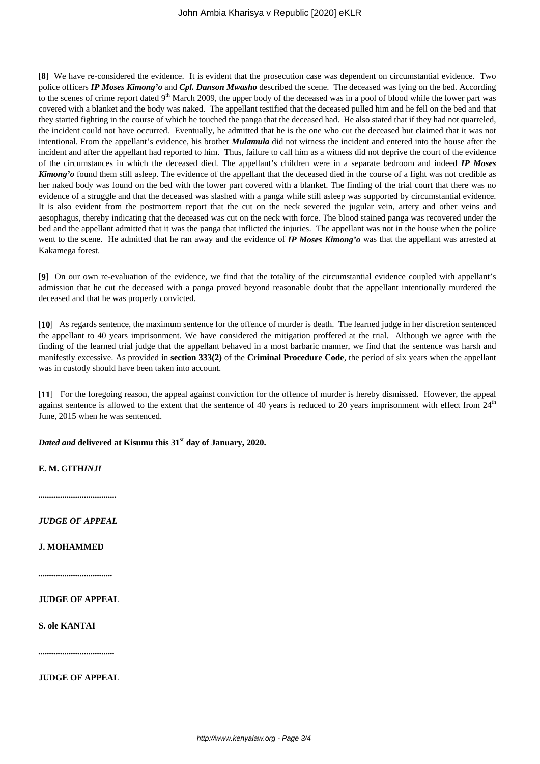[**8**] We have re-considered the evidence. It is evident that the prosecution case was dependent on circumstantial evidence. Two police officers ***IP Moses Kimong'o*** and ***Cpl. Danson Mwasho*** described the scene. The deceased was lying on the bed. According to the scenes of crime report dated 9th March 2009, the upper body of the deceased was in a pool of blood while the lower part was covered with a blanket and the body was naked. The appellant testified that the deceased pulled him and he fell on the bed and that they started fighting in the course of which he touched the panga that the deceased had. He also stated that if they had not quarreled, the incident could not have occurred. Eventually, he admitted that he is the one who cut the deceased but claimed that it was not intentional. From the appellant's evidence, his brother ***Mulamula*** did not witness the incident and entered into the house after the incident and after the appellant had reported to him. Thus, failure to call him as a witness did not deprive the court of the evidence of the circumstances in which the deceased died. The appellant's children were in a separate bedroom and indeed ***IP Moses Kimong'o*** found them still asleep. The evidence of the appellant that the deceased died in the course of a fight was not credible as her naked body was found on the bed with the lower part covered with a blanket. The finding of the trial court that there was no evidence of a struggle and that the deceased was slashed with a panga while still asleep was supported by circumstantial evidence. It is also evident from the postmortem report that the cut on the neck severed the jugular vein, artery and other veins and aesophagus, thereby indicating that the deceased was cut on the neck with force. The blood stained panga was recovered under the bed and the appellant admitted that it was the panga that inflicted the injuries. The appellant was not in the house when the police went to the scene. He admitted that he ran away and the evidence of ***IP Moses Kimong'o*** was that the appellant was arrested at Kakamega forest.

[**9**] On our own re-evaluation of the evidence, we find that the totality of the circumstantial evidence coupled with appellant's admission that he cut the deceased with a panga proved beyond reasonable doubt that the appellant intentionally murdered the deceased and that he was properly convicted.

[**10**] As regards sentence, the maximum sentence for the offence of murder is death. The learned judge in her discretion sentenced the appellant to 40 years imprisonment. We have considered the mitigation proffered at the trial. Although we agree with the finding of the learned trial judge that the appellant behaved in a most barbaric manner, we find that the sentence was harsh and manifestly excessive. As provided in **section 333(2)** of the **Criminal Procedure Code**, the period of six years when the appellant was in custody should have been taken into account.

[**11**] For the foregoing reason, the appeal against conviction for the offence of murder is hereby dismissed. However, the appeal against sentence is allowed to the extent that the sentence of 40 years is reduced to 20 years imprisonment with effect from 24th June, 2015 when he was sentenced.

***Dated and* delivered at Kisumu this 31st day of January, 2020.**

**E. M. GITH*INJI***

**...................................**

***JUDGE OF APPEAL***

**J. MOHAMMED**

**.................................**

**JUDGE OF APPEAL**

**S. ole KANTAI**

**..................................**

**JUDGE OF APPEAL**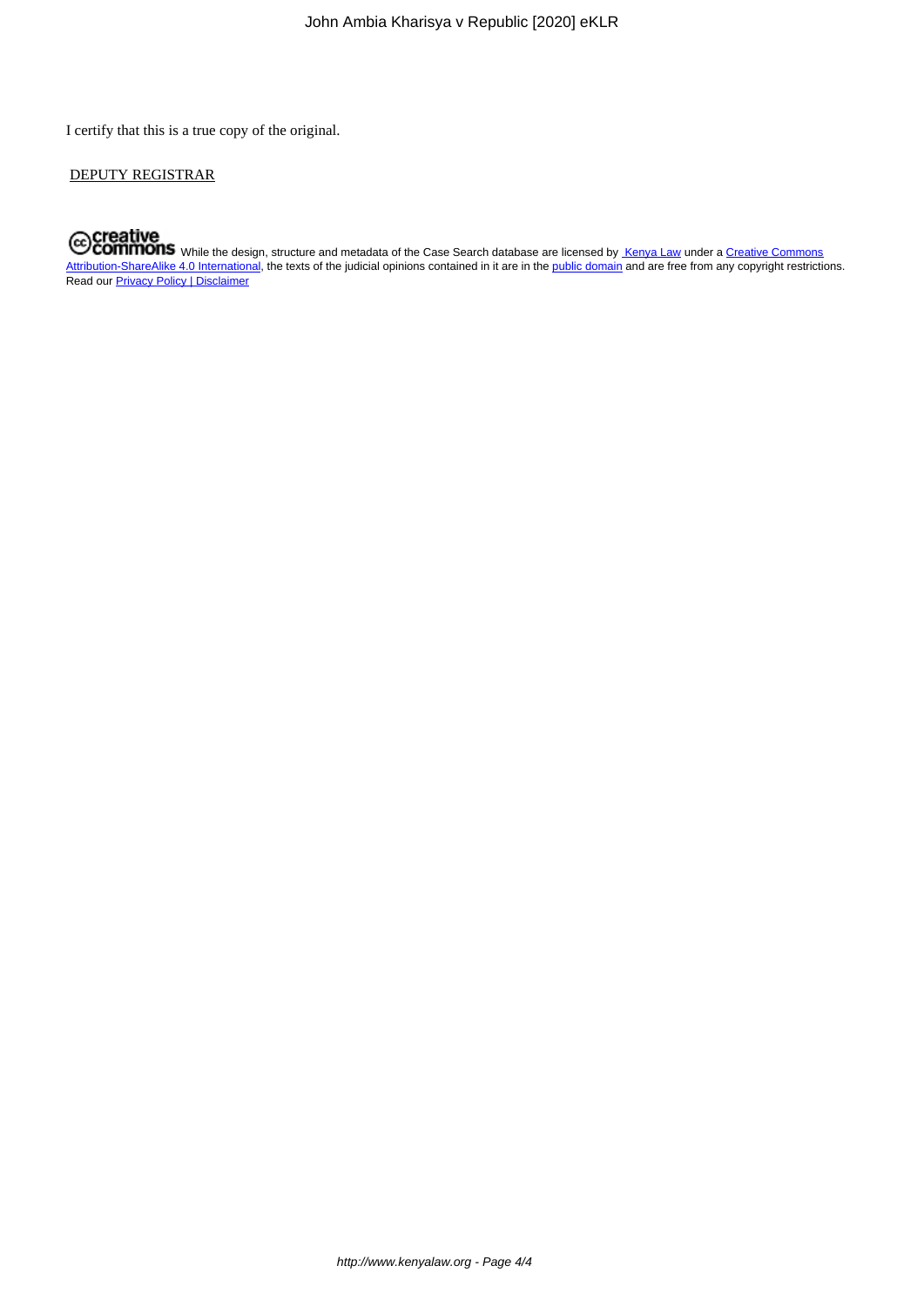I certify that this is a true copy of the original.

DEPUTY REGISTRAR

While the design, structure and metadata of the Case Search database are licensed by Kenya Law under a Creative Commons Attribution-ShareAlike 4.0 International, the texts of the judicial opinions contained in it are in the public domain and are free from any copyright restrictions. Read our Privacy Policy | Disclaimer